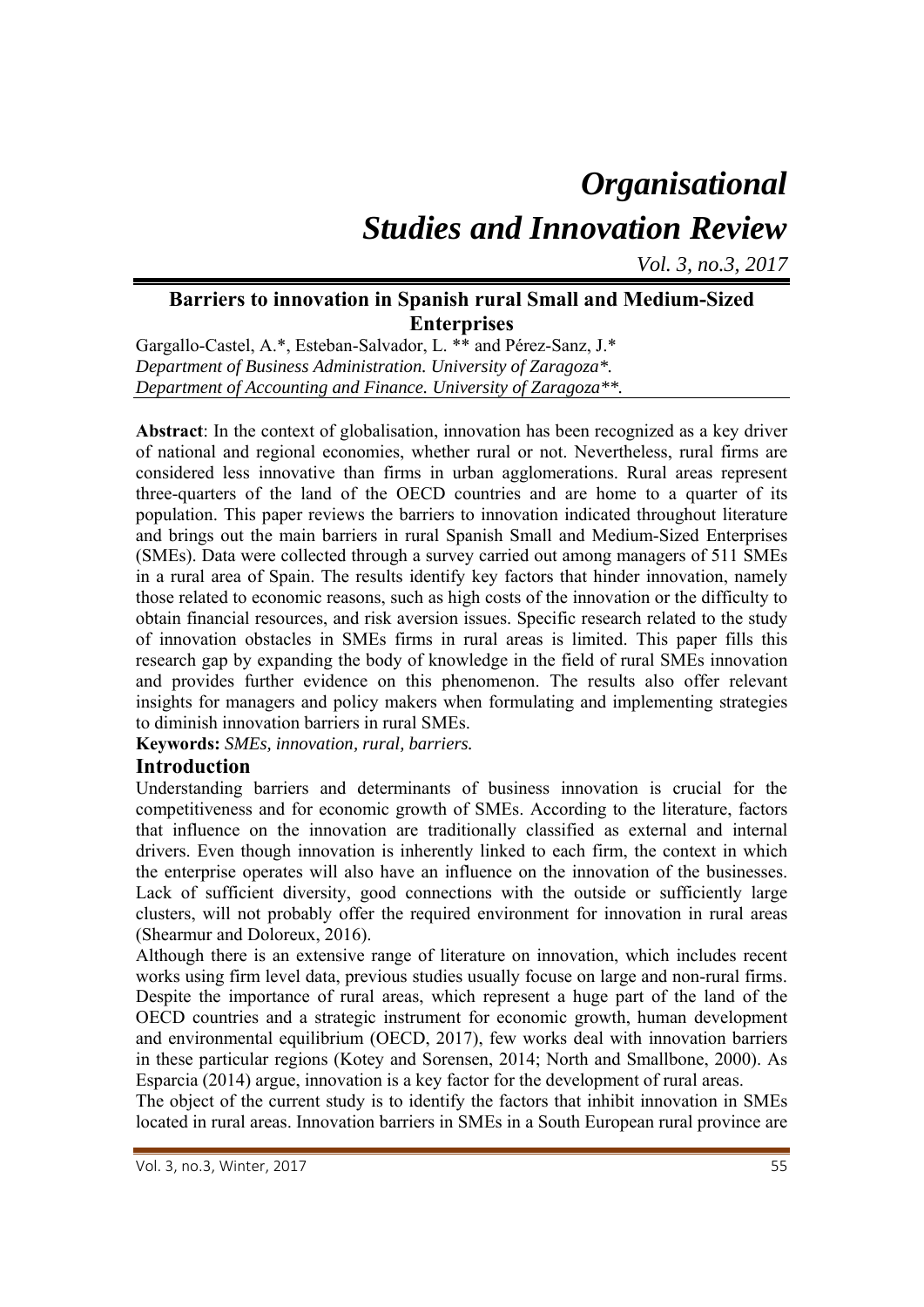# *Organisational Studies and Innovation Review*

*Vol. 3, no.3, 2017*

## Barriers to innovation in Spanish rural Small and Medium-Sized Enterprises

Gargallo-Castel, A.*, Esteban-Salvador, L. ** and Pérez-Sanz, J.*

*Department of Business Administration. University of Zaragoza*.*

*Department of Accounting and Finance. University of Zaragoza**.*

**Abstract**: In the context of globalisation, innovation has been recognized as a key driver of national and regional economies, whether rural or not. Nevertheless, rural firms are considered less innovative than firms in urban agglomerations. Rural areas represent three-quarters of the land of the OECD countries and are home to a quarter of its population. This paper reviews the barriers to innovation indicated throughout literature and brings out the main barriers in rural Spanish Small and Medium-Sized Enterprises (SMEs). Data were collected through a survey carried out among managers of 511 SMEs in a rural area of Spain. The results identify key factors that hinder innovation, namely those related to economic reasons, such as high costs of the innovation or the difficulty to obtain financial resources, and risk aversion issues. Specific research related to the study of innovation obstacles in SMEs firms in rural areas is limited. This paper fills this research gap by expanding the body of knowledge in the field of rural SMEs innovation and provides further evidence on this phenomenon. The results also offer relevant insights for managers and policy makers when formulating and implementing strategies to diminish innovation barriers in rural SMEs.

**Keywords:** *SMEs, innovation, rural, barriers.*

## Introduction

Understanding barriers and determinants of business innovation is crucial for the competitiveness and for economic growth of SMEs. According to the literature, factors that influence on the innovation are traditionally classified as external and internal drivers. Even though innovation is inherently linked to each firm, the context in which the enterprise operates will also have an influence on the innovation of the businesses. Lack of sufficient diversity, good connections with the outside or sufficiently large clusters, will not probably offer the required environment for innovation in rural areas (Shearmur and Doloreux, 2016).

Although there is an extensive range of literature on innovation, which includes recent works using firm level data, previous studies usually focuse on large and non-rural firms. Despite the importance of rural areas, which represent a huge part of the land of the OECD countries and a strategic instrument for economic growth, human development and environmental equilibrium (OECD, 2017), few works deal with innovation barriers in these particular regions (Kotey and Sorensen, 2014; North and Smallbone, 2000). As Esparcia (2014) argue, innovation is a key factor for the development of rural areas.

The object of the current study is to identify the factors that inhibit innovation in SMEs located in rural areas. Innovation barriers in SMEs in a South European rural province are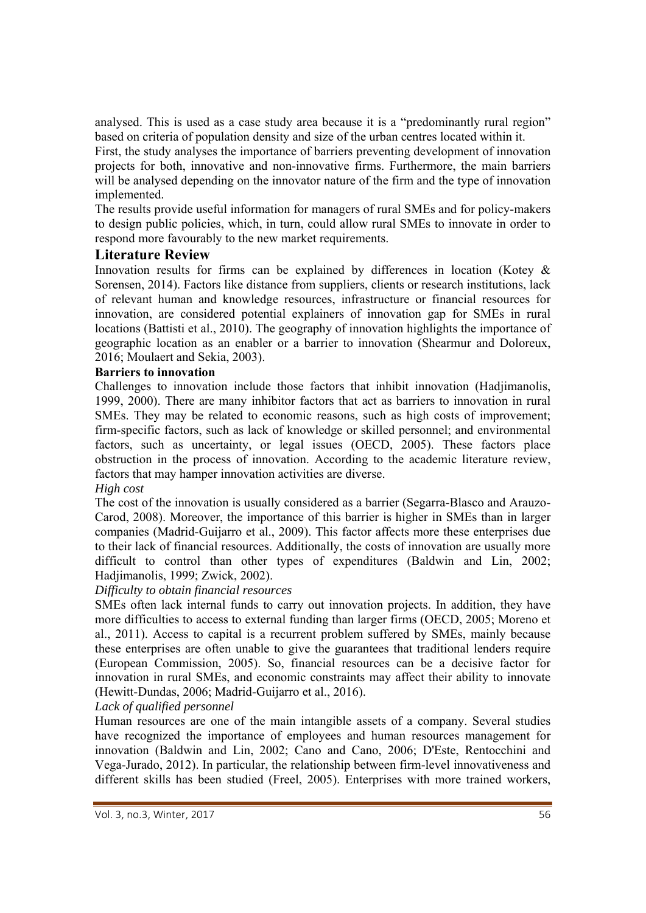analysed. This is used as a case study area because it is a "predominantly rural region" based on criteria of population density and size of the urban centres located within it.

First, the study analyses the importance of barriers preventing development of innovation projects for both, innovative and non-innovative firms. Furthermore, the main barriers will be analysed depending on the innovator nature of the firm and the type of innovation implemented.

The results provide useful information for managers of rural SMEs and for policy-makers to design public policies, which, in turn, could allow rural SMEs to innovate in order to respond more favourably to the new market requirements.

## Literature Review

Innovation results for firms can be explained by differences in location (Kotey & Sorensen, 2014). Factors like distance from suppliers, clients or research institutions, lack of relevant human and knowledge resources, infrastructure or financial resources for innovation, are considered potential explainers of innovation gap for SMEs in rural locations (Battisti et al., 2010). The geography of innovation highlights the importance of geographic location as an enabler or a barrier to innovation (Shearmur and Doloreux, 2016; Moulaert and Sekia, 2003).

### Barriers to innovation

Challenges to innovation include those factors that inhibit innovation (Hadjimanolis, 1999, 2000). There are many inhibitor factors that act as barriers to innovation in rural SMEs. They may be related to economic reasons, such as high costs of improvement; firm-specific factors, such as lack of knowledge or skilled personnel; and environmental factors, such as uncertainty, or legal issues (OECD, 2005). These factors place obstruction in the process of innovation. According to the academic literature review, factors that may hamper innovation activities are diverse.

*High cost*

The cost of the innovation is usually considered as a barrier (Segarra-Blasco and Arauzo-Carod, 2008). Moreover, the importance of this barrier is higher in SMEs than in larger companies (Madrid-Guijarro et al., 2009). This factor affects more these enterprises due to their lack of financial resources. Additionally, the costs of innovation are usually more difficult to control than other types of expenditures (Baldwin and Lin, 2002; Hadjimanolis, 1999; Zwick, 2002).

*Difficulty to obtain financial resources*

SMEs often lack internal funds to carry out innovation projects. In addition, they have more difficulties to access to external funding than larger firms (OECD, 2005; Moreno et al., 2011). Access to capital is a recurrent problem suffered by SMEs, mainly because these enterprises are often unable to give the guarantees that traditional lenders require (European Commission, 2005). So, financial resources can be a decisive factor for innovation in rural SMEs, and economic constraints may affect their ability to innovate (Hewitt-Dundas, 2006; Madrid-Guijarro et al., 2016).

*Lack of qualified personnel*

Human resources are one of the main intangible assets of a company. Several studies have recognized the importance of employees and human resources management for innovation (Baldwin and Lin, 2002; Cano and Cano, 2006; D'Este, Rentocchini and Vega-Jurado, 2012). In particular, the relationship between firm-level innovativeness and different skills has been studied (Freel, 2005). Enterprises with more trained workers,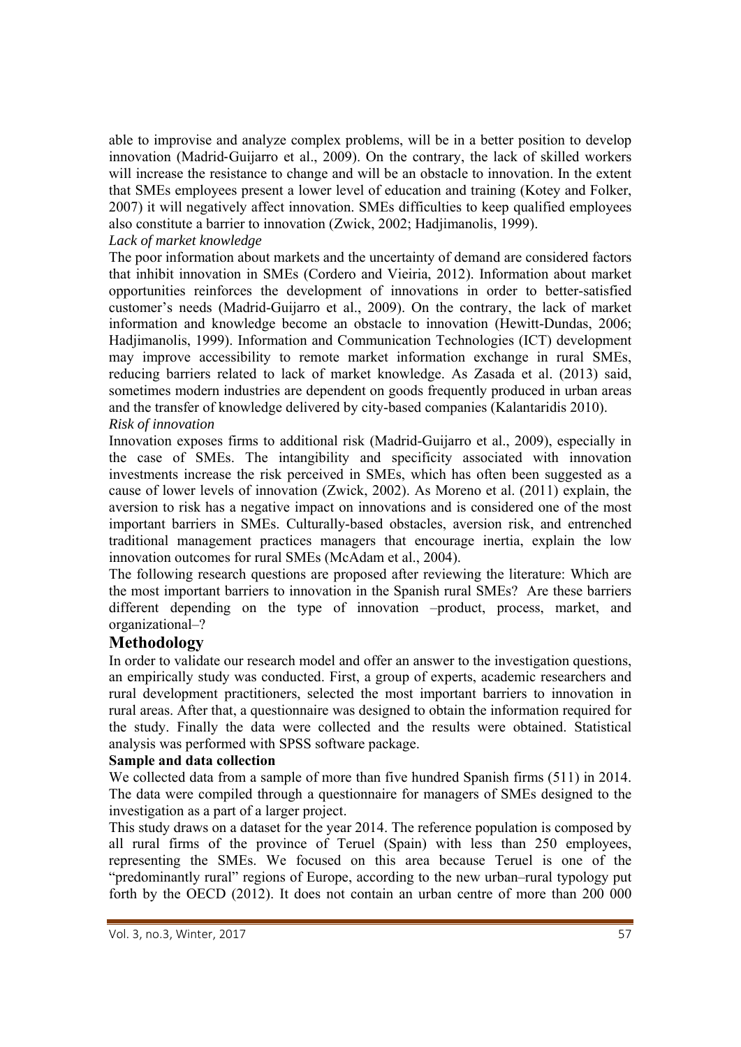able to improvise and analyze complex problems, will be in a better position to develop innovation (Madrid-Guijarro et al., 2009). On the contrary, the lack of skilled workers will increase the resistance to change and will be an obstacle to innovation. In the extent that SMEs employees present a lower level of education and training (Kotey and Folker, 2007) it will negatively affect innovation. SMEs difficulties to keep qualified employees also constitute a barrier to innovation (Zwick, 2002; Hadjimanolis, 1999).

*Lack of market knowledge*

The poor information about markets and the uncertainty of demand are considered factors that inhibit innovation in SMEs (Cordero and Vieiria, 2012). Information about market opportunities reinforces the development of innovations in order to better-satisfied customer's needs (Madrid-Guijarro et al., 2009). On the contrary, the lack of market information and knowledge become an obstacle to innovation (Hewitt-Dundas, 2006; Hadjimanolis, 1999). Information and Communication Technologies (ICT) development may improve accessibility to remote market information exchange in rural SMEs, reducing barriers related to lack of market knowledge. As Zasada et al. (2013) said, sometimes modern industries are dependent on goods frequently produced in urban areas and the transfer of knowledge delivered by city-based companies (Kalantaridis 2010).

*Risk of innovation*

Innovation exposes firms to additional risk (Madrid-Guijarro et al., 2009), especially in the case of SMEs. The intangibility and specificity associated with innovation investments increase the risk perceived in SMEs, which has often been suggested as a cause of lower levels of innovation (Zwick, 2002). As Moreno et al. (2011) explain, the aversion to risk has a negative impact on innovations and is considered one of the most important barriers in SMEs. Culturally-based obstacles, aversion risk, and entrenched traditional management practices managers that encourage inertia, explain the low innovation outcomes for rural SMEs (McAdam et al., 2004).

The following research questions are proposed after reviewing the literature: Which are the most important barriers to innovation in the Spanish rural SMEs? Are these barriers different depending on the type of innovation –product, process, market, and organizational–?

## Methodology

In order to validate our research model and offer an answer to the investigation questions, an empirically study was conducted. First, a group of experts, academic researchers and rural development practitioners, selected the most important barriers to innovation in rural areas. After that, a questionnaire was designed to obtain the information required for the study. Finally the data were collected and the results were obtained. Statistical analysis was performed with SPSS software package.

**Sample and data collection**

We collected data from a sample of more than five hundred Spanish firms (511) in 2014. The data were compiled through a questionnaire for managers of SMEs designed to the investigation as a part of a larger project.

This study draws on a dataset for the year 2014. The reference population is composed by all rural firms of the province of Teruel (Spain) with less than 250 employees, representing the SMEs. We focused on this area because Teruel is one of the "predominantly rural" regions of Europe, according to the new urban–rural typology put forth by the OECD (2012). It does not contain an urban centre of more than 200 000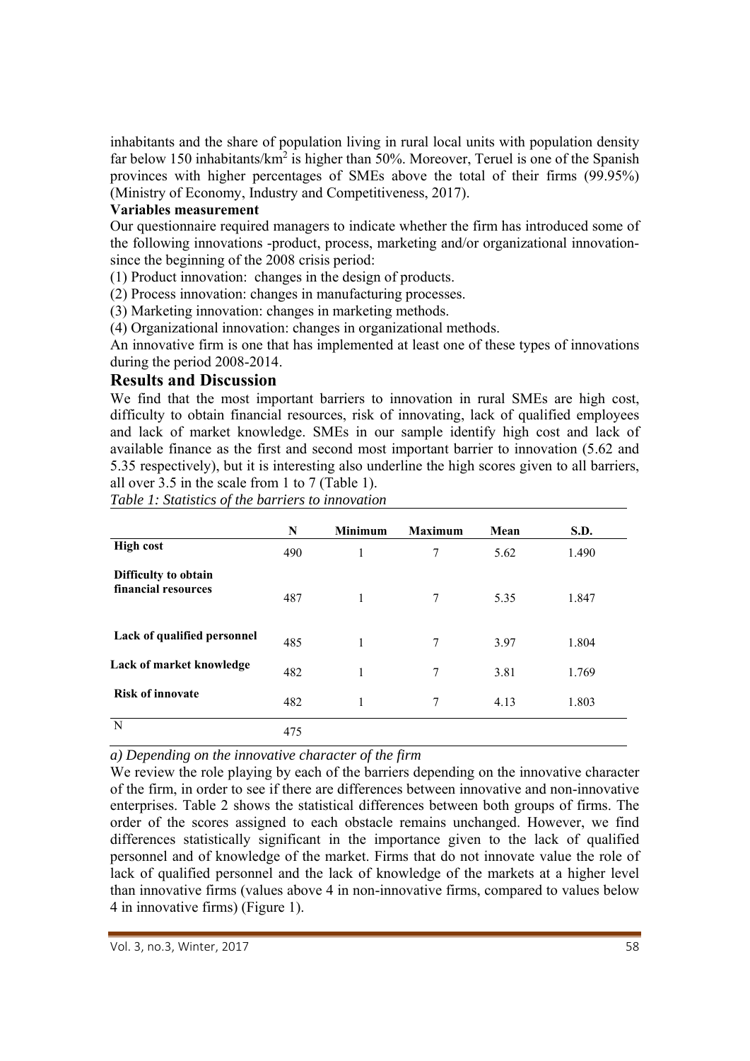inhabitants and the share of population living in rural local units with population density far below 150 inhabitants/km$^2$ is higher than 50%. Moreover, Teruel is one of the Spanish provinces with higher percentages of SMEs above the total of their firms (99.95%) (Ministry of Economy, Industry and Competitiveness, 2017).

**Variables measurement**

Our questionnaire required managers to indicate whether the firm has introduced some of the following innovations -product, process, marketing and/or organizational innovation- since the beginning of the 2008 crisis period:

(1) Product innovation: changes in the design of products.
(2) Process innovation: changes in manufacturing processes.
(3) Marketing innovation: changes in marketing methods.
(4) Organizational innovation: changes in organizational methods.

An innovative firm is one that has implemented at least one of these types of innovations during the period 2008-2014.

## Results and Discussion

We find that the most important barriers to innovation in rural SMEs are high cost, difficulty to obtain financial resources, risk of innovating, lack of qualified employees and lack of market knowledge. SMEs in our sample identify high cost and lack of available finance as the first and second most important barrier to innovation (5.62 and 5.35 respectively), but it is interesting also underline the high scores given to all barriers, all over 3.5 in the scale from 1 to 7 (Table 1).

*Table 1: Statistics of the barriers to innovation*

| | N | Minimum | Maximum | Mean | S.D. |
|---|---|---|---|---|---|
| **High cost** | 490 | 1 | 7 | 5.62 | 1.490 |
| **Difficulty to obtain financial resources** | 487 | 1 | 7 | 5.35 | 1.847 |
| **Lack of qualified personnel** | 485 | 1 | 7 | 3.97 | 1.804 |
| **Lack of market knowledge** | 482 | 1 | 7 | 3.81 | 1.769 |
| **Risk of innovate** | 482 | 1 | 7 | 4.13 | 1.803 |
| N | 475 | | | | |

*a) Depending on the innovative character of the firm*

We review the role playing by each of the barriers depending on the innovative character of the firm, in order to see if there are differences between innovative and non-innovative enterprises. Table 2 shows the statistical differences between both groups of firms. The order of the scores assigned to each obstacle remains unchanged. However, we find differences statistically significant in the importance given to the lack of qualified personnel and of knowledge of the market. Firms that do not innovate value the role of lack of qualified personnel and the lack of knowledge of the markets at a higher level than innovative firms (values above 4 in non-innovative firms, compared to values below 4 in innovative firms) (Figure 1).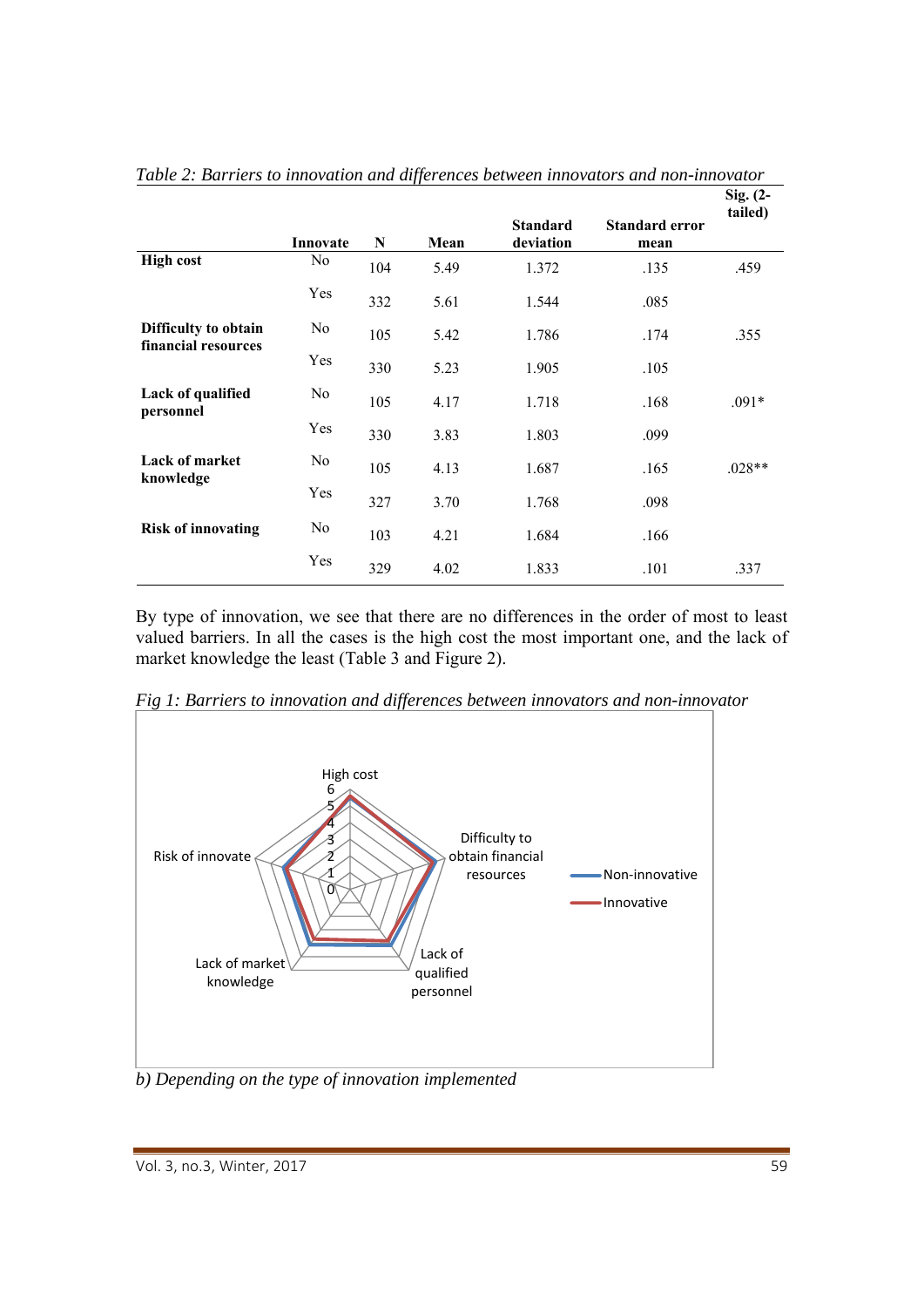*Table 2: Barriers to innovation and differences between innovators and non-innovator*

| | Innovate | N | Mean | Standard deviation | Standard error mean | Sig. (2-tailed) |
|---|---|---|---|---|---|---|
| **High cost** | No | 104 | 5.49 | 1.372 | .135 | .459 |
| | Yes | 332 | 5.61 | 1.544 | .085 | |
| **Difficulty to obtain financial resources** | No | 105 | 5.42 | 1.786 | .174 | .355 |
| | Yes | 330 | 5.23 | 1.905 | .105 | |
| **Lack of qualified personnel** | No | 105 | 4.17 | 1.718 | .168 | .091* |
| | Yes | 330 | 3.83 | 1.803 | .099 | |
| **Lack of market knowledge** | No | 105 | 4.13 | 1.687 | .165 | .028** |
| | Yes | 327 | 3.70 | 1.768 | .098 | |
| **Risk of innovating** | No | 103 | 4.21 | 1.684 | .166 | |
| | Yes | 329 | 4.02 | 1.833 | .101 | .337 |

By type of innovation, we see that there are no differences in the order of most to least valued barriers. In all the cases is the high cost the most important one, and the lack of market knowledge the least (Table 3 and Figure 2).

*Fig 1: Barriers to innovation and differences between innovators and non-innovator*

*b) Depending on the type of innovation implemented*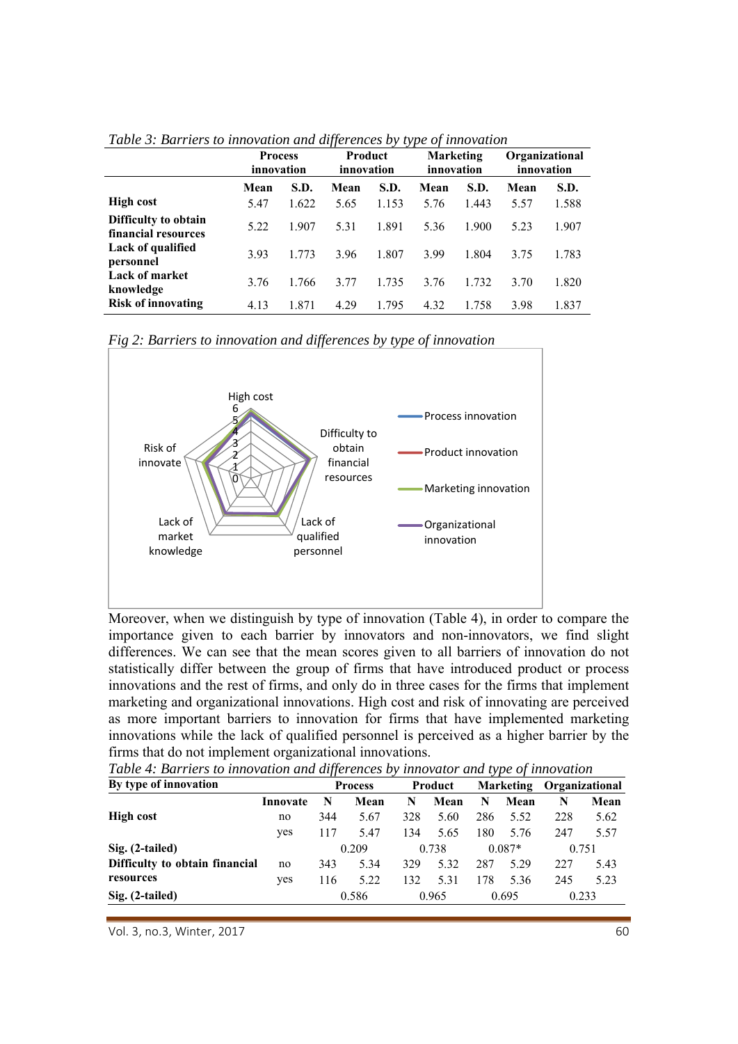*Table 3: Barriers to innovation and differences by type of innovation*

| | Process innovation | | Product innovation | | Marketing innovation | | Organizational innovation | |
|---|---|---|---|---|---|---|---|---|
| | **Mean** | **S.D.** | **Mean** | **S.D.** | **Mean** | **S.D.** | **Mean** | **S.D.** |
| **High cost** | 5.47 | 1.622 | 5.65 | 1.153 | 5.76 | 1.443 | 5.57 | 1.588 |
| **Difficulty to obtain financial resources** | 5.22 | 1.907 | 5.31 | 1.891 | 5.36 | 1.900 | 5.23 | 1.907 |
| **Lack of qualified personnel** | 3.93 | 1.773 | 3.96 | 1.807 | 3.99 | 1.804 | 3.75 | 1.783 |
| **Lack of market knowledge** | 3.76 | 1.766 | 3.77 | 1.735 | 3.76 | 1.732 | 3.70 | 1.820 |
| **Risk of innovating** | 4.13 | 1.871 | 4.29 | 1.795 | 4.32 | 1.758 | 3.98 | 1.837 |

*Fig 2: Barriers to innovation and differences by type of innovation*

Moreover, when we distinguish by type of innovation (Table 4), in order to compare the importance given to each barrier by innovators and non-innovators, we find slight differences. We can see that the mean scores given to all barriers of innovation do not statistically differ between the group of firms that have introduced product or process innovations and the rest of firms, and only do in three cases for the firms that implement marketing and organizational innovations. High cost and risk of innovating are perceived as more important barriers to innovation for firms that have implemented marketing innovations while the lack of qualified personnel is perceived as a higher barrier by the firms that do not implement organizational innovations.

*Table 4: Barriers to innovation and differences by innovator and type of innovation*

| By type of innovation | | Process | | Product | | Marketing | | Organizational | |
|---|---|---|---|---|---|---|---|---|---|
| | **Innovate** | **N** | **Mean** | **N** | **Mean** | **N** | **Mean** | **N** | **Mean** |
| **High cost** | no | 344 | 5.67 | 328 | 5.60 | 286 | 5.52 | 228 | 5.62 |
| | yes | 117 | 5.47 | 134 | 5.65 | 180 | 5.76 | 247 | 5.57 |
| **Sig. (2-tailed)** | | 0.209 | | 0.738 | | 0.087* | | 0.751 | |
| **Difficulty to obtain financial resources** | no | 343 | 5.34 | 329 | 5.32 | 287 | 5.29 | 227 | 5.43 |
| | yes | 116 | 5.22 | 132 | 5.31 | 178 | 5.36 | 245 | 5.23 |
| **Sig. (2-tailed)** | | 0.586 | | 0.965 | | 0.695 | | 0.233 | |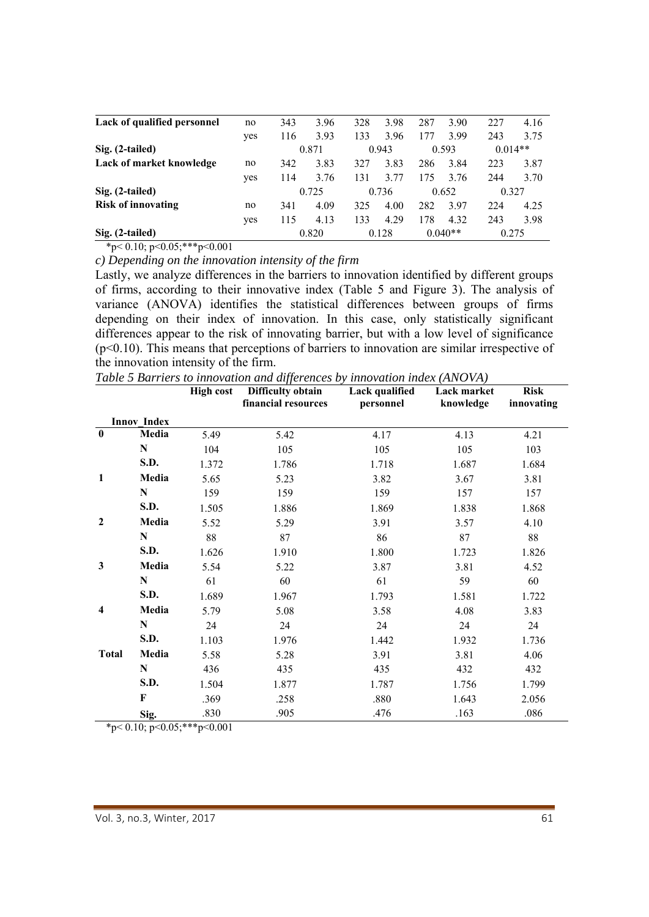| | | | | | | | | | |
|---|---|---|---|---|---|---|---|---|---|
| **Lack of qualified personnel** | no | 343 | 3.96 | 328 | 3.98 | 287 | 3.90 | 227 | 4.16 |
| | yes | 116 | 3.93 | 133 | 3.96 | 177 | 3.99 | 243 | 3.75 |
| **Sig. (2-tailed)** | | 0.871 | | 0.943 | | 0.593 | | 0.014** | |
| **Lack of market knowledge** | no | 342 | 3.83 | 327 | 3.83 | 286 | 3.84 | 223 | 3.87 |
| | yes | 114 | 3.76 | 131 | 3.77 | 175 | 3.76 | 244 | 3.70 |
| **Sig. (2-tailed)** | | 0.725 | | 0.736 | | 0.652 | | 0.327 | |
| **Risk of innovating** | no | 341 | 4.09 | 325 | 4.00 | 282 | 3.97 | 224 | 4.25 |
| | yes | 115 | 4.13 | 133 | 4.29 | 178 | 4.32 | 243 | 3.98 |
| **Sig. (2-tailed)** | | 0.820 | | 0.128 | | 0.040** | | 0.275 | |

*p< 0.10; p<0.05;***p<0.001

*c) Depending on the innovation intensity of the firm*

Lastly, we analyze differences in the barriers to innovation identified by different groups of firms, according to their innovative index (Table 5 and Figure 3). The analysis of variance (ANOVA) identifies the statistical differences between groups of firms depending on their index of innovation. In this case, only statistically significant differences appear to the risk of innovating barrier, but with a low level of significance ($p<0.10$). This means that perceptions of barriers to innovation are similar irrespective of the innovation intensity of the firm.

*Table 5 Barriers to innovation and differences by innovation index (ANOVA)*

| Innov_Index | | High cost | Difficulty obtain financial resources | Lack qualified personnel | Lack market knowledge | Risk innovating |
|---|---|---|---|---|---|---|
| **0** | **Media** | 5.49 | 5.42 | 4.17 | 4.13 | 4.21 |
| | **N** | 104 | 105 | 105 | 105 | 103 |
| | **S.D.** | 1.372 | 1.786 | 1.718 | 1.687 | 1.684 |
| **1** | **Media** | 5.65 | 5.23 | 3.82 | 3.67 | 3.81 |
| | **N** | 159 | 159 | 159 | 157 | 157 |
| | **S.D.** | 1.505 | 1.886 | 1.869 | 1.838 | 1.868 |
| **2** | **Media** | 5.52 | 5.29 | 3.91 | 3.57 | 4.10 |
| | **N** | 88 | 87 | 86 | 87 | 88 |
| | **S.D.** | 1.626 | 1.910 | 1.800 | 1.723 | 1.826 |
| **3** | **Media** | 5.54 | 5.22 | 3.87 | 3.81 | 4.52 |
| | **N** | 61 | 60 | 61 | 59 | 60 |
| | **S.D.** | 1.689 | 1.967 | 1.793 | 1.581 | 1.722 |
| **4** | **Media** | 5.79 | 5.08 | 3.58 | 4.08 | 3.83 |
| | **N** | 24 | 24 | 24 | 24 | 24 |
| | **S.D.** | 1.103 | 1.976 | 1.442 | 1.932 | 1.736 |
| **Total** | **Media** | 5.58 | 5.28 | 3.91 | 3.81 | 4.06 |
| | **N** | 436 | 435 | 435 | 432 | 432 |
| | **S.D.** | 1.504 | 1.877 | 1.787 | 1.756 | 1.799 |
| | **F** | .369 | .258 | .880 | 1.643 | 2.056 |
| | **Sig.** | .830 | .905 | .476 | .163 | .086 |

*p< 0.10; p<0.05;***p<0.001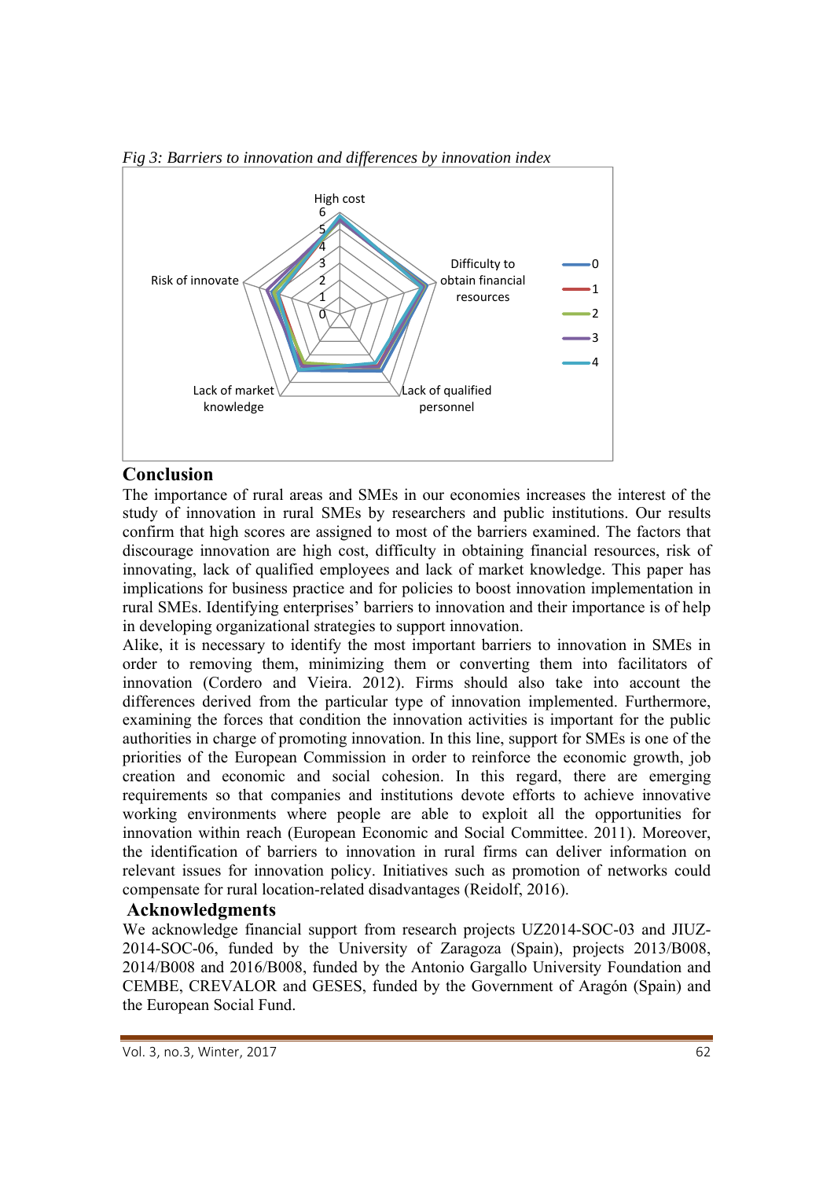*Fig 3: Barriers to innovation and differences by innovation index*

## Conclusion

The importance of rural areas and SMEs in our economies increases the interest of the study of innovation in rural SMEs by researchers and public institutions. Our results confirm that high scores are assigned to most of the barriers examined. The factors that discourage innovation are high cost, difficulty in obtaining financial resources, risk of innovating, lack of qualified employees and lack of market knowledge. This paper has implications for business practice and for policies to boost innovation implementation in rural SMEs. Identifying enterprises' barriers to innovation and their importance is of help in developing organizational strategies to support innovation.

Alike, it is necessary to identify the most important barriers to innovation in SMEs in order to removing them, minimizing them or converting them into facilitators of innovation (Cordero and Vieira. 2012). Firms should also take into account the differences derived from the particular type of innovation implemented. Furthermore, examining the forces that condition the innovation activities is important for the public authorities in charge of promoting innovation. In this line, support for SMEs is one of the priorities of the European Commission in order to reinforce the economic growth, job creation and economic and social cohesion. In this regard, there are emerging requirements so that companies and institutions devote efforts to achieve innovative working environments where people are able to exploit all the opportunities for innovation within reach (European Economic and Social Committee. 2011). Moreover, the identification of barriers to innovation in rural firms can deliver information on relevant issues for innovation policy. Initiatives such as promotion of networks could compensate for rural location-related disadvantages (Reidolf, 2016).

## Acknowledgments

We acknowledge financial support from research projects UZ2014-SOC-03 and JIUZ-2014-SOC-06, funded by the University of Zaragoza (Spain), projects 2013/B008, 2014/B008 and 2016/B008, funded by the Antonio Gargallo University Foundation and CEMBE, CREVALOR and GESES, funded by the Government of Aragón (Spain) and the European Social Fund.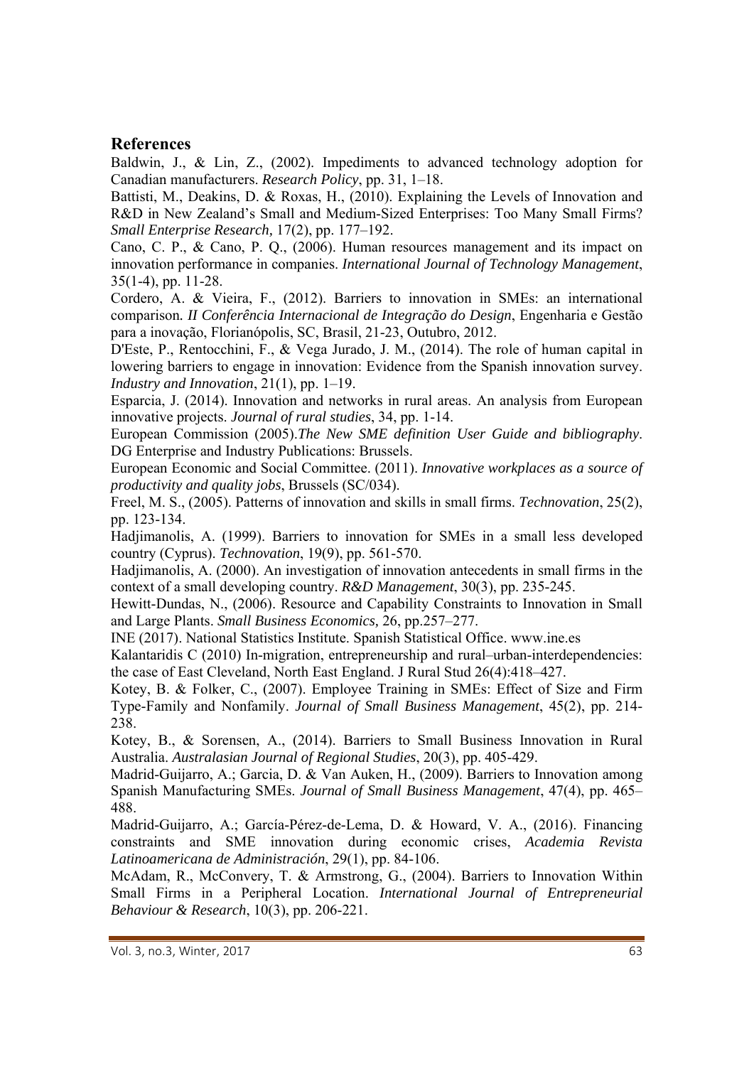## References

Baldwin, J., & Lin, Z., (2002). Impediments to advanced technology adoption for Canadian manufacturers. *Research Policy*, pp. 31, 1–18.

Battisti, M., Deakins, D. & Roxas, H., (2010). Explaining the Levels of Innovation and R&D in New Zealand's Small and Medium-Sized Enterprises: Too Many Small Firms? *Small Enterprise Research,* 17(2), pp. 177–192.

Cano, C. P., & Cano, P. Q., (2006). Human resources management and its impact on innovation performance in companies. *International Journal of Technology Management*, 35(1-4), pp. 11-28.

Cordero, A. & Vieira, F., (2012). Barriers to innovation in SMEs: an international comparison*. II Conferência Internacional de Integração do Design*, Engenharia e Gestão para a inovação, Florianópolis, SC, Brasil, 21-23, Outubro, 2012.

D'Este, P., Rentocchini, F., & Vega Jurado, J. M., (2014). The role of human capital in lowering barriers to engage in innovation: Evidence from the Spanish innovation survey. *Industry and Innovation*, 21(1), pp. 1–19.

Esparcia, J. (2014). Innovation and networks in rural areas. An analysis from European innovative projects. *Journal of rural studies*, 34, pp. 1-14.

European Commission (2005).*The New SME definition User Guide and bibliography*. DG Enterprise and Industry Publications: Brussels.

European Economic and Social Committee. (2011). *Innovative workplaces as a source of productivity and quality jobs*, Brussels (SC/034).

Freel, M. S., (2005). Patterns of innovation and skills in small firms. *Technovation*, 25(2), pp. 123-134.

Hadjimanolis, A. (1999). Barriers to innovation for SMEs in a small less developed country (Cyprus). *Technovation*, 19(9), pp. 561-570.

Hadjimanolis, A. (2000). An investigation of innovation antecedents in small firms in the context of a small developing country. *R&D Management*, 30(3), pp. 235-245.

Hewitt-Dundas, N., (2006). Resource and Capability Constraints to Innovation in Small and Large Plants. *Small Business Economics,* 26, pp.257–277.

INE (2017). National Statistics Institute. Spanish Statistical Office. www.ine.es

Kalantaridis C (2010) In-migration, entrepreneurship and rural–urban-interdependencies: the case of East Cleveland, North East England. J Rural Stud 26(4):418–427.

Kotey, B. & Folker, C., (2007). Employee Training in SMEs: Effect of Size and Firm Type-Family and Nonfamily. *Journal of Small Business Management*, 45(2), pp. 214-238.

Kotey, B., & Sorensen, A., (2014). Barriers to Small Business Innovation in Rural Australia. *Australasian Journal of Regional Studies*, 20(3), pp. 405-429.

Madrid-Guijarro, A.; Garcia, D. & Van Auken, H., (2009). Barriers to Innovation among Spanish Manufacturing SMEs*. Journal of Small Business Management*, 47(4), pp. 465–488.

Madrid-Guijarro, A.; García-Pérez-de-Lema, D. & Howard, V. A., (2016). Financing constraints and SME innovation during economic crises, *Academia Revista Latinoamericana de Administración*, 29(1), pp. 84-106.

McAdam, R., McConvery, T. & Armstrong, G., (2004). Barriers to Innovation Within Small Firms in a Peripheral Location. *International Journal of Entrepreneurial Behaviour & Research*, 10(3), pp. 206-221.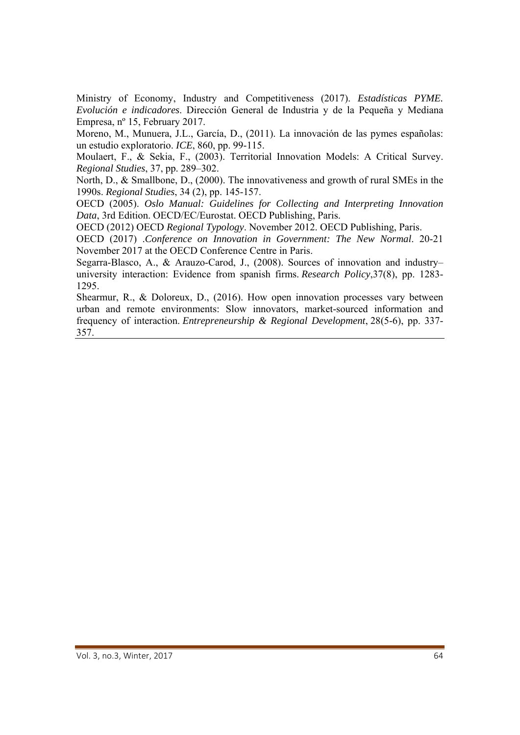Ministry of Economy, Industry and Competitiveness (2017). *Estadísticas PYME. Evolución e indicadores*. Dirección General de Industria y de la Pequeña y Mediana Empresa, nº 15, February 2017.

Moreno, M., Munuera, J.L., García, D., (2011). La innovación de las pymes españolas: un estudio exploratorio. *ICE*, 860, pp. 99-115.

Moulaert, F., & Sekia, F., (2003). Territorial Innovation Models: A Critical Survey. *Regional Studies*, 37, pp. 289–302.

North, D., & Smallbone, D., (2000). The innovativeness and growth of rural SMEs in the 1990s. *Regional Studies*, 34 (2), pp. 145-157.

OECD (2005). *Oslo Manual: Guidelines for Collecting and Interpreting Innovation Data*, 3rd Edition. OECD/EC/Eurostat. OECD Publishing, Paris.

OECD (2012) OECD *Regional Typology*. November 2012. OECD Publishing, Paris.

OECD (2017) .*Conference on Innovation in Government: The New Normal*. 20-21 November 2017 at the OECD Conference Centre in Paris.

Segarra-Blasco, A., & Arauzo-Carod, J., (2008). Sources of innovation and industry–university interaction: Evidence from spanish firms. *Research Policy*,37(8), pp. 1283-1295.

Shearmur, R., & Doloreux, D., (2016). How open innovation processes vary between urban and remote environments: Slow innovators, market-sourced information and frequency of interaction. *Entrepreneurship & Regional Development*, 28(5-6), pp. 337-357.